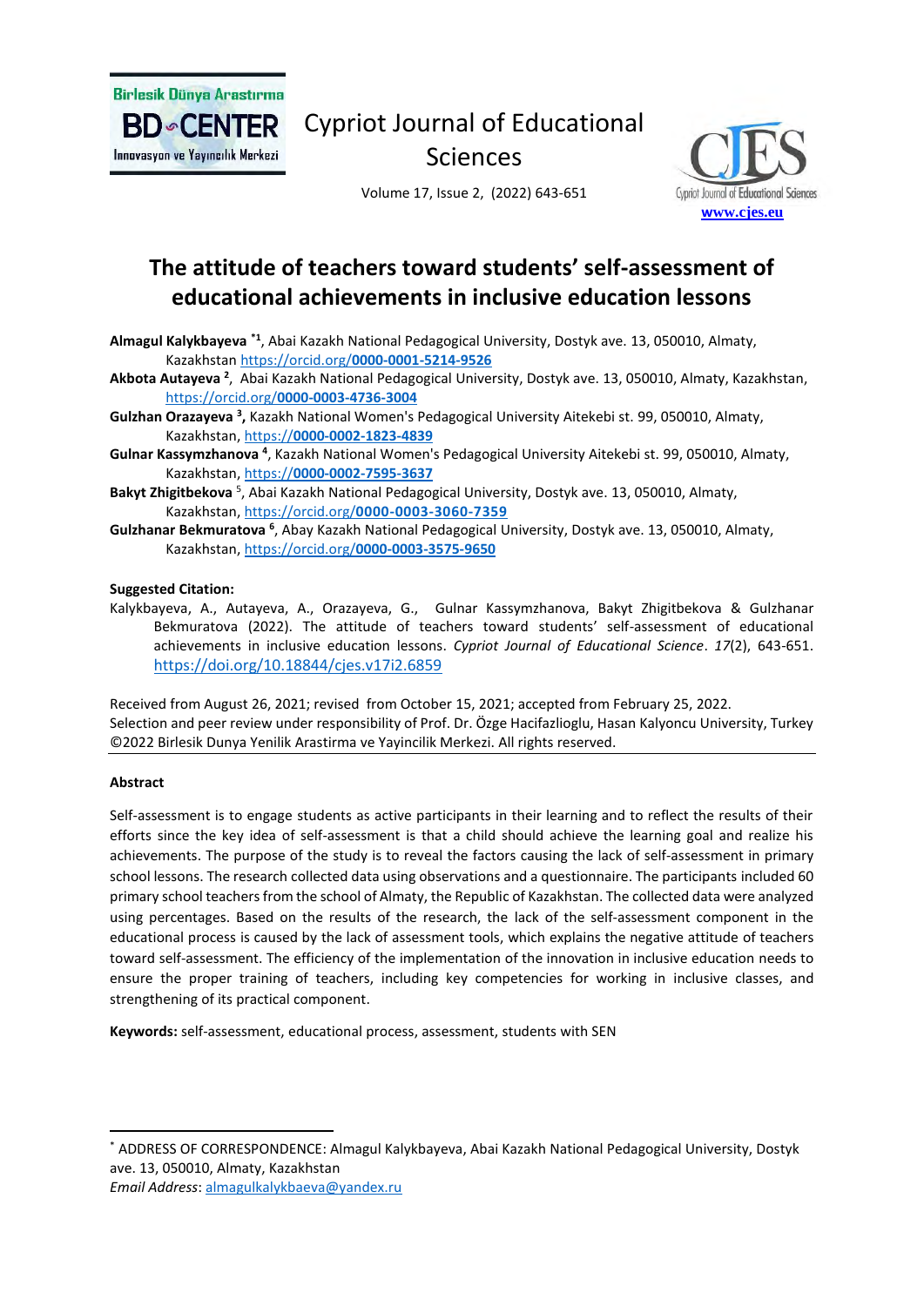# The attitude of teachers toward students' self-assessment of educational achievements in inclusive education lessons

**Almagul Kalykbayeva** [*1], Abai Kazakh National Pedagogical University, Dostyk ave. 13, 050010, Almaty, Kazakhstan https://orcid.org/0000-0001-5214-9526

**Akbota Autayeva** [2], Abai Kazakh National Pedagogical University, Dostyk ave. 13, 050010, Almaty, Kazakhstan, https://orcid.org/0000-0003-4736-3004

**Gulzhan Orazayeva** [3], Kazakh National Women's Pedagogical University Aitekebi st. 99, 050010, Almaty, Kazakhstan, https://0000-0002-1823-4839

**Gulnar Kassymzhanova** [4], Kazakh National Women's Pedagogical University Aitekebi st. 99, 050010, Almaty, Kazakhstan, https://0000-0002-7595-3637

**Bakyt Zhigitbekova** [5], Abai Kazakh National Pedagogical University, Dostyk ave. 13, 050010, Almaty, Kazakhstan, https://orcid.org/0000-0003-3060-7359

**Gulzhanar Bekmuratova** [6], Abay Kazakh National Pedagogical University, Dostyk ave. 13, 050010, Almaty, Kazakhstan, https://orcid.org/0000-0003-3575-9650

**Suggested Citation:**

Kalykbayeva, A., Autayeva, A., Orazayeva, G., Gulnar Kassymzhanova, Bakyt Zhigitbekova & Gulzhanar Bekmuratova (2022). The attitude of teachers toward students' self-assessment of educational achievements in inclusive education lessons. *Cypriot Journal of Educational Science*. *17*(2), 643-651. https://doi.org/10.18844/cjes.v17i2.6859

Received from August 26, 2021; revised from October 15, 2021; accepted from February 25, 2022.
Selection and peer review under responsibility of Prof. Dr. Özge Hacifazlioglu, Hasan Kalyoncu University, Turkey
©2022 Birlesik Dunya Yenilik Arastirma ve Yayincilik Merkezi. All rights reserved.

**Abstract**

Self-assessment is to engage students as active participants in their learning and to reflect the results of their efforts since the key idea of self-assessment is that a child should achieve the learning goal and realize his achievements. The purpose of the study is to reveal the factors causing the lack of self-assessment in primary school lessons. The research collected data using observations and a questionnaire. The participants included 60 primary school teachers from the school of Almaty, the Republic of Kazakhstan. The collected data were analyzed using percentages. Based on the results of the research, the lack of the self-assessment component in the educational process is caused by the lack of assessment tools, which explains the negative attitude of teachers toward self-assessment. The efficiency of the implementation of the innovation in inclusive education needs to ensure the proper training of teachers, including key competencies for working in inclusive classes, and strengthening of its practical component.

**Keywords:** self-assessment, educational process, assessment, students with SEN

---

[*] ADDRESS OF CORRESPONDENCE: Almagul Kalykbayeva, Abai Kazakh National Pedagogical University, Dostyk ave. 13, 050010, Almaty, Kazakhstan
*Email Address*: almagulkalykbaeva@yandex.ru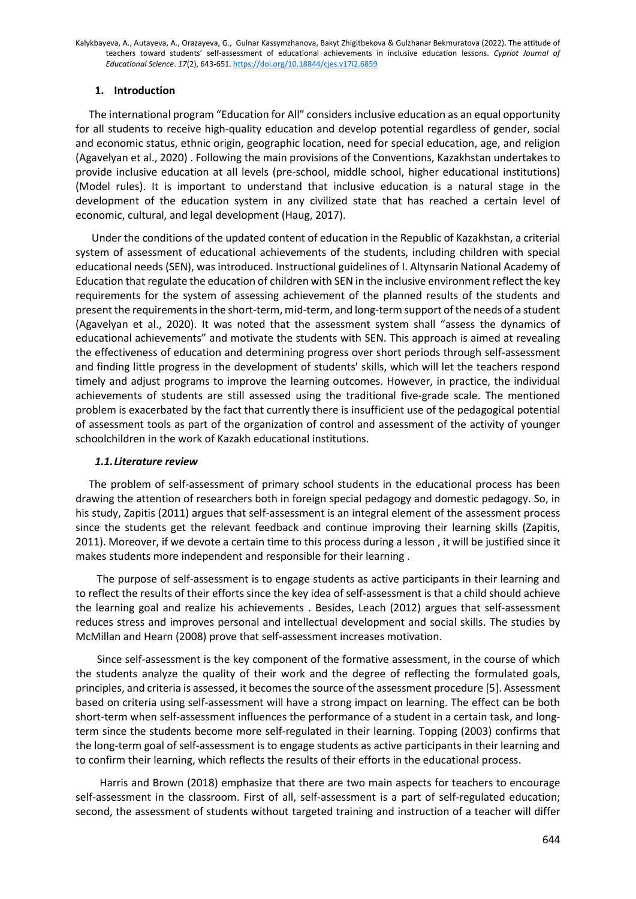## 1. Introduction

The international program "Education for All" considers inclusive education as an equal opportunity for all students to receive high-quality education and develop potential regardless of gender, social and economic status, ethnic origin, geographic location, need for special education, age, and religion (Agavelyan et al., 2020) . Following the main provisions of the Conventions, Kazakhstan undertakes to provide inclusive education at all levels (pre-school, middle school, higher educational institutions) (Model rules). It is important to understand that inclusive education is a natural stage in the development of the education system in any civilized state that has reached a certain level of economic, cultural, and legal development (Haug, 2017).

Under the conditions of the updated content of education in the Republic of Kazakhstan, a criterial system of assessment of educational achievements of the students, including children with special educational needs (SEN), was introduced. Instructional guidelines of I. Altynsarin National Academy of Education that regulate the education of children with SEN in the inclusive environment reflect the key requirements for the system of assessing achievement of the planned results of the students and present the requirements in the short-term, mid-term, and long-term support of the needs of a student (Agavelyan et al., 2020). It was noted that the assessment system shall "assess the dynamics of educational achievements" and motivate the students with SEN. This approach is aimed at revealing the effectiveness of education and determining progress over short periods through self-assessment and finding little progress in the development of students' skills, which will let the teachers respond timely and adjust programs to improve the learning outcomes. However, in practice, the individual achievements of students are still assessed using the traditional five-grade scale. The mentioned problem is exacerbated by the fact that currently there is insufficient use of the pedagogical potential of assessment tools as part of the organization of control and assessment of the activity of younger schoolchildren in the work of Kazakh educational institutions.

### *1.1. Literature review*

The problem of self-assessment of primary school students in the educational process has been drawing the attention of researchers both in foreign special pedagogy and domestic pedagogy. So, in his study, Zapitis (2011) argues that self-assessment is an integral element of the assessment process since the students get the relevant feedback and continue improving their learning skills (Zapitis, 2011). Moreover, if we devote a certain time to this process during a lesson , it will be justified since it makes students more independent and responsible for their learning .

The purpose of self-assessment is to engage students as active participants in their learning and to reflect the results of their efforts since the key idea of self-assessment is that a child should achieve the learning goal and realize his achievements . Besides, Leach (2012) argues that self-assessment reduces stress and improves personal and intellectual development and social skills. The studies by McMillan and Hearn (2008) prove that self-assessment increases motivation.

Since self-assessment is the key component of the formative assessment, in the course of which the students analyze the quality of their work and the degree of reflecting the formulated goals, principles, and criteria is assessed, it becomes the source of the assessment procedure [5]. Assessment based on criteria using self-assessment will have a strong impact on learning. The effect can be both short-term when self-assessment influences the performance of a student in a certain task, and long-term since the students become more self-regulated in their learning. Topping (2003) confirms that the long-term goal of self-assessment is to engage students as active participants in their learning and to confirm their learning, which reflects the results of their efforts in the educational process.

Harris and Brown (2018) emphasize that there are two main aspects for teachers to encourage self-assessment in the classroom. First of all, self-assessment is a part of self-regulated education; second, the assessment of students without targeted training and instruction of a teacher will differ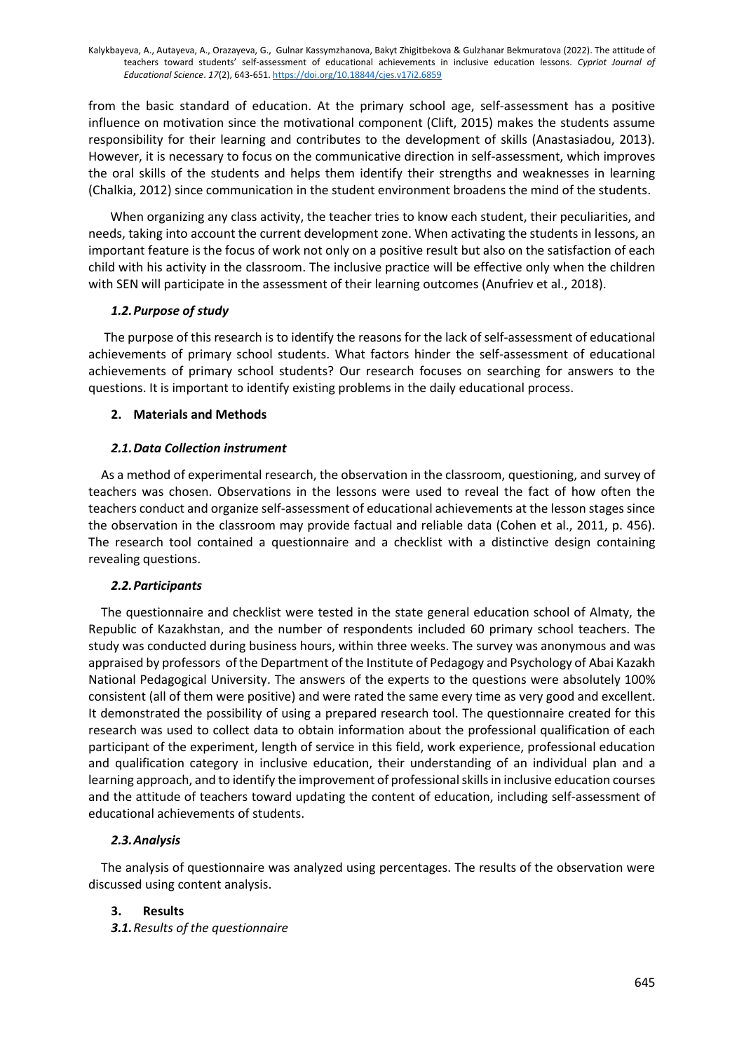from the basic standard of education. At the primary school age, self-assessment has a positive influence on motivation since the motivational component (Clift, 2015) makes the students assume responsibility for their learning and contributes to the development of skills (Anastasiadou, 2013). However, it is necessary to focus on the communicative direction in self-assessment, which improves the oral skills of the students and helps them identify their strengths and weaknesses in learning (Chalkia, 2012) since communication in the student environment broadens the mind of the students.

When organizing any class activity, the teacher tries to know each student, their peculiarities, and needs, taking into account the current development zone. When activating the students in lessons, an important feature is the focus of work not only on a positive result but also on the satisfaction of each child with his activity in the classroom. The inclusive practice will be effective only when the children with SEN will participate in the assessment of their learning outcomes (Anufriev et al., 2018).

### *1.2. Purpose of study*

The purpose of this research is to identify the reasons for the lack of self-assessment of educational achievements of primary school students. What factors hinder the self-assessment of educational achievements of primary school students? Our research focuses on searching for answers to the questions. It is important to identify existing problems in the daily educational process.

## 2. Materials and Methods

### *2.1. Data Collection instrument*

As a method of experimental research, the observation in the classroom, questioning, and survey of teachers was chosen. Observations in the lessons were used to reveal the fact of how often the teachers conduct and organize self-assessment of educational achievements at the lesson stages since the observation in the classroom may provide factual and reliable data (Cohen et al., 2011, p. 456). The research tool contained a questionnaire and a checklist with a distinctive design containing revealing questions.

### *2.2. Participants*

The questionnaire and checklist were tested in the state general education school of Almaty, the Republic of Kazakhstan, and the number of respondents included 60 primary school teachers. The study was conducted during business hours, within three weeks. The survey was anonymous and was appraised by professors of the Department of the Institute of Pedagogy and Psychology of Abai Kazakh National Pedagogical University. The answers of the experts to the questions were absolutely 100% consistent (all of them were positive) and were rated the same every time as very good and excellent. It demonstrated the possibility of using a prepared research tool. The questionnaire created for this research was used to collect data to obtain information about the professional qualification of each participant of the experiment, length of service in this field, work experience, professional education and qualification category in inclusive education, their understanding of an individual plan and a learning approach, and to identify the improvement of professional skills in inclusive education courses and the attitude of teachers toward updating the content of education, including self-assessment of educational achievements of students.

### *2.3. Analysis*

The analysis of questionnaire was analyzed using percentages. The results of the observation were discussed using content analysis.

## 3. Results

### *3.1. Results of the questionnaire*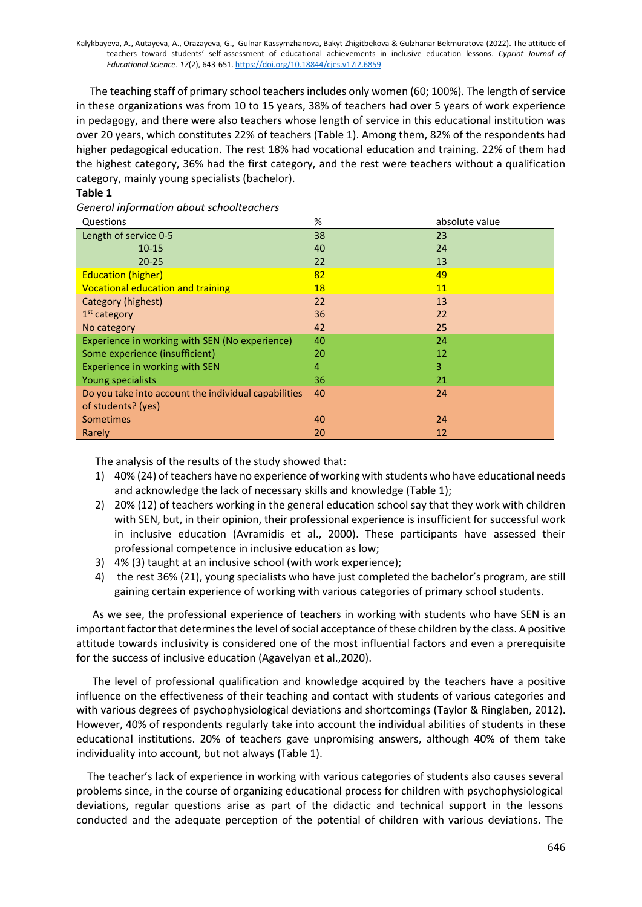The teaching staff of primary school teachers includes only women (60; 100%). The length of service in these organizations was from 10 to 15 years, 38% of teachers had over 5 years of work experience in pedagogy, and there were also teachers whose length of service in this educational institution was over 20 years, which constitutes 22% of teachers (Table 1). Among them, 82% of the respondents had higher pedagogical education. The rest 18% had vocational education and training. 22% of them had the highest category, 36% had the first category, and the rest were teachers without a qualification category, mainly young specialists (bachelor).

**Table 1**

*General information about schoolteachers*

| Questions | % | absolute value |
|---|---|---|
| Length of service 0-5 | 38 | 23 |
| 10-15 | 40 | 24 |
| 20-25 | 22 | 13 |
| Education (higher) | 82 | 49 |
| Vocational education and training | 18 | 11 |
| Category (highest) | 22 | 13 |
| 1st category | 36 | 22 |
| No category | 42 | 25 |
| Experience in working with SEN (No experience) | 40 | 24 |
| Some experience (insufficient) | 20 | 12 |
| Experience in working with SEN | 4 | 3 |
| Young specialists | 36 | 21 |
| Do you take into account the individual capabilities of students? (yes) | 40 | 24 |
| Sometimes | 40 | 24 |
| Rarely | 20 | 12 |

The analysis of the results of the study showed that:

1) 40% (24) of teachers have no experience of working with students who have educational needs and acknowledge the lack of necessary skills and knowledge (Table 1);
2) 20% (12) of teachers working in the general education school say that they work with children with SEN, but, in their opinion, their professional experience is insufficient for successful work in inclusive education (Avramidis et al., 2000). These participants have assessed their professional competence in inclusive education as low;
3) 4% (3) taught at an inclusive school (with work experience);
4) the rest 36% (21), young specialists who have just completed the bachelor's program, are still gaining certain experience of working with various categories of primary school students.

As we see, the professional experience of teachers in working with students who have SEN is an important factor that determines the level of social acceptance of these children by the class. A positive attitude towards inclusivity is considered one of the most influential factors and even a prerequisite for the success of inclusive education (Agavelyan et al.,2020).

The level of professional qualification and knowledge acquired by the teachers have a positive influence on the effectiveness of their teaching and contact with students of various categories and with various degrees of psychophysiological deviations and shortcomings (Taylor & Ringlaben, 2012). However, 40% of respondents regularly take into account the individual abilities of students in these educational institutions. 20% of teachers gave unpromising answers, although 40% of them take individuality into account, but not always (Table 1).

The teacher's lack of experience in working with various categories of students also causes several problems since, in the course of organizing educational process for children with psychophysiological deviations, regular questions arise as part of the didactic and technical support in the lessons conducted and the adequate perception of the potential of children with various deviations. The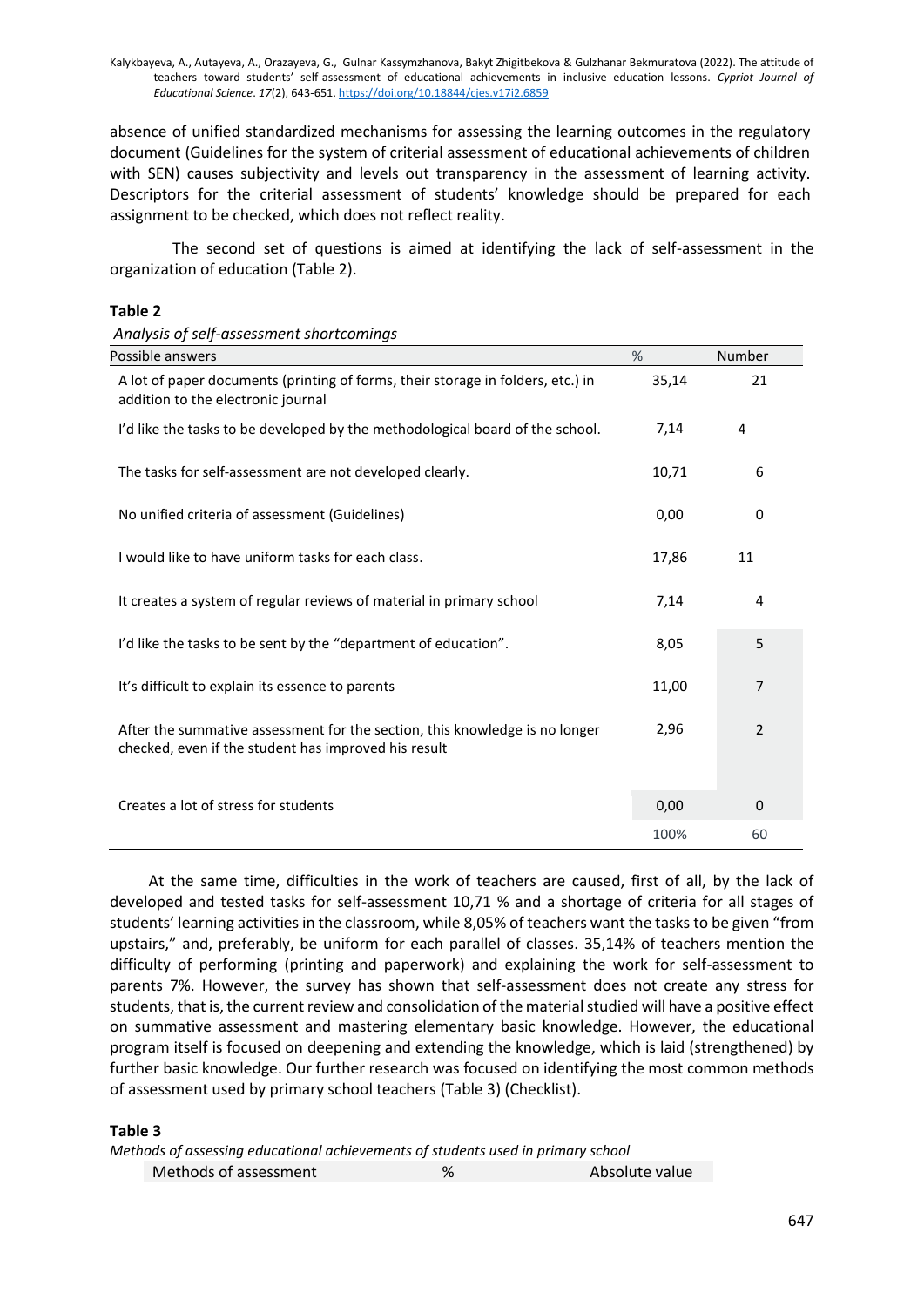absence of unified standardized mechanisms for assessing the learning outcomes in the regulatory document (Guidelines for the system of criterial assessment of educational achievements of children with SEN) causes subjectivity and levels out transparency in the assessment of learning activity. Descriptors for the criterial assessment of students' knowledge should be prepared for each assignment to be checked, which does not reflect reality.

The second set of questions is aimed at identifying the lack of self-assessment in the organization of education (Table 2).

**Table 2**

*Analysis of self-assessment shortcomings*

| Possible answers | % | Number |
|---|---|---|
| A lot of paper documents (printing of forms, their storage in folders, etc.) in addition to the electronic journal | 35,14 | 21 |
| I'd like the tasks to be developed by the methodological board of the school. | 7,14 | 4 |
| The tasks for self-assessment are not developed clearly. | 10,71 | 6 |
| No unified criteria of assessment (Guidelines) | 0,00 | 0 |
| I would like to have uniform tasks for each class. | 17,86 | 11 |
| It creates a system of regular reviews of material in primary school | 7,14 | 4 |
| I'd like the tasks to be sent by the "department of education". | 8,05 | 5 |
| It's difficult to explain its essence to parents | 11,00 | 7 |
| After the summative assessment for the section, this knowledge is no longer checked, even if the student has improved his result | 2,96 | 2 |
| Creates a lot of stress for students | 0,00 | 0 |
| | 100% | 60 |

At the same time, difficulties in the work of teachers are caused, first of all, by the lack of developed and tested tasks for self-assessment 10,71 % and a shortage of criteria for all stages of students' learning activities in the classroom, while 8,05% of teachers want the tasks to be given "from upstairs," and, preferably, be uniform for each parallel of classes. 35,14% of teachers mention the difficulty of performing (printing and paperwork) and explaining the work for self-assessment to parents 7%. However, the survey has shown that self-assessment does not create any stress for students, that is, the current review and consolidation of the material studied will have a positive effect on summative assessment and mastering elementary basic knowledge. However, the educational program itself is focused on deepening and extending the knowledge, which is laid (strengthened) by further basic knowledge. Our further research was focused on identifying the most common methods of assessment used by primary school teachers (Table 3) (Checklist).

**Table 3**

*Methods of assessing educational achievements of students used in primary school*

| Methods of assessment | % | Absolute value |
|---|---|---|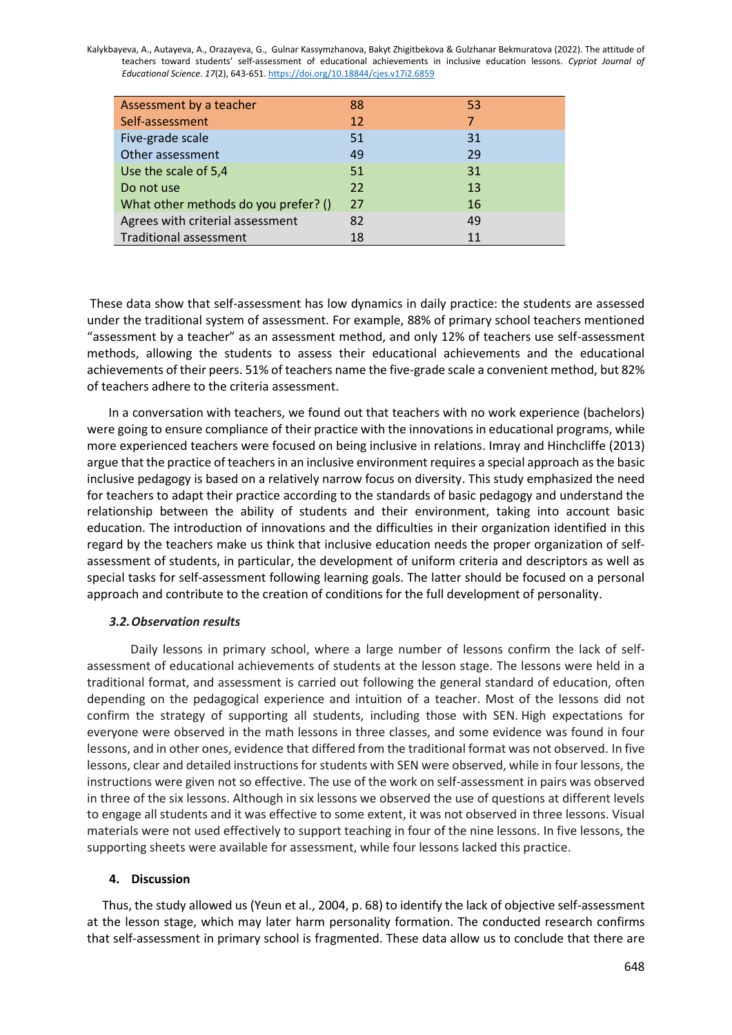| | | |
|---|---|---|
| Assessment by a teacher | 88 | 53 |
| Self-assessment | 12 | 7 |
| Five-grade scale | 51 | 31 |
| Other assessment | 49 | 29 |
| Use the scale of 5,4 | 51 | 31 |
| Do not use | 22 | 13 |
| What other methods do you prefer? () | 27 | 16 |
| Agrees with criterial assessment | 82 | 49 |
| Traditional assessment | 18 | 11 |

These data show that self-assessment has low dynamics in daily practice: the students are assessed under the traditional system of assessment. For example, 88% of primary school teachers mentioned "assessment by a teacher" as an assessment method, and only 12% of teachers use self-assessment methods, allowing the students to assess their educational achievements and the educational achievements of their peers. 51% of teachers name the five-grade scale a convenient method, but 82% of teachers adhere to the criteria assessment.

In a conversation with teachers, we found out that teachers with no work experience (bachelors) were going to ensure compliance of their practice with the innovations in educational programs, while more experienced teachers were focused on being inclusive in relations. Imray and Hinchcliffe (2013) argue that the practice of teachers in an inclusive environment requires a special approach as the basic inclusive pedagogy is based on a relatively narrow focus on diversity. This study emphasized the need for teachers to adapt their practice according to the standards of basic pedagogy and understand the relationship between the ability of students and their environment, taking into account basic education. The introduction of innovations and the difficulties in their organization identified in this regard by the teachers make us think that inclusive education needs the proper organization of self-assessment of students, in particular, the development of uniform criteria and descriptors as well as special tasks for self-assessment following learning goals. The latter should be focused on a personal approach and contribute to the creation of conditions for the full development of personality.

### 3.2. Observation results

Daily lessons in primary school, where a large number of lessons confirm the lack of self-assessment of educational achievements of students at the lesson stage. The lessons were held in a traditional format, and assessment is carried out following the general standard of education, often depending on the pedagogical experience and intuition of a teacher. Most of the lessons did not confirm the strategy of supporting all students, including those with SEN. High expectations for everyone were observed in the math lessons in three classes, and some evidence was found in four lessons, and in other ones, evidence that differed from the traditional format was not observed. In five lessons, clear and detailed instructions for students with SEN were observed, while in four lessons, the instructions were given not so effective. The use of the work on self-assessment in pairs was observed in three of the six lessons. Although in six lessons we observed the use of questions at different levels to engage all students and it was effective to some extent, it was not observed in three lessons. Visual materials were not used effectively to support teaching in four of the nine lessons. In five lessons, the supporting sheets were available for assessment, while four lessons lacked this practice.

## 4. Discussion

Thus, the study allowed us (Yeun et al., 2004, p. 68) to identify the lack of objective self-assessment at the lesson stage, which may later harm personality formation. The conducted research confirms that self-assessment in primary school is fragmented. These data allow us to conclude that there are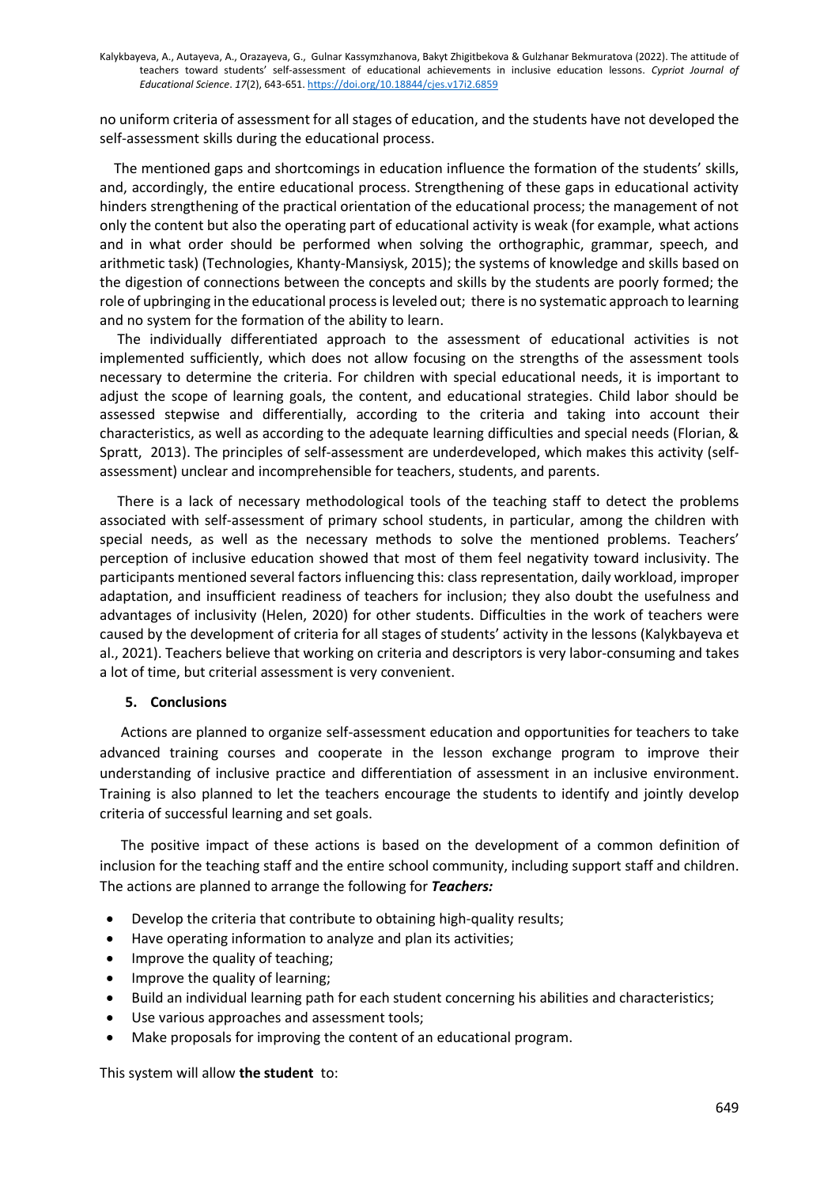no uniform criteria of assessment for all stages of education, and the students have not developed the self-assessment skills during the educational process.

The mentioned gaps and shortcomings in education influence the formation of the students' skills, and, accordingly, the entire educational process. Strengthening of these gaps in educational activity hinders strengthening of the practical orientation of the educational process; the management of not only the content but also the operating part of educational activity is weak (for example, what actions and in what order should be performed when solving the orthographic, grammar, speech, and arithmetic task) (Technologies, Khanty-Mansiysk, 2015); the systems of knowledge and skills based on the digestion of connections between the concepts and skills by the students are poorly formed; the role of upbringing in the educational process is leveled out; there is no systematic approach to learning and no system for the formation of the ability to learn.

The individually differentiated approach to the assessment of educational activities is not implemented sufficiently, which does not allow focusing on the strengths of the assessment tools necessary to determine the criteria. For children with special educational needs, it is important to adjust the scope of learning goals, the content, and educational strategies. Child labor should be assessed stepwise and differentially, according to the criteria and taking into account their characteristics, as well as according to the adequate learning difficulties and special needs (Florian, & Spratt, 2013). The principles of self-assessment are underdeveloped, which makes this activity (self-assessment) unclear and incomprehensible for teachers, students, and parents.

There is a lack of necessary methodological tools of the teaching staff to detect the problems associated with self-assessment of primary school students, in particular, among the children with special needs, as well as the necessary methods to solve the mentioned problems. Teachers' perception of inclusive education showed that most of them feel negativity toward inclusivity. The participants mentioned several factors influencing this: class representation, daily workload, improper adaptation, and insufficient readiness of teachers for inclusion; they also doubt the usefulness and advantages of inclusivity (Helen, 2020) for other students. Difficulties in the work of teachers were caused by the development of criteria for all stages of students' activity in the lessons (Kalykbayeva et al., 2021). Teachers believe that working on criteria and descriptors is very labor-consuming and takes a lot of time, but criterial assessment is very convenient.

## 5. Conclusions

Actions are planned to organize self-assessment education and opportunities for teachers to take advanced training courses and cooperate in the lesson exchange program to improve their understanding of inclusive practice and differentiation of assessment in an inclusive environment. Training is also planned to let the teachers encourage the students to identify and jointly develop criteria of successful learning and set goals.

The positive impact of these actions is based on the development of a common definition of inclusion for the teaching staff and the entire school community, including support staff and children. The actions are planned to arrange the following for ***Teachers:***

- Develop the criteria that contribute to obtaining high-quality results;
- Have operating information to analyze and plan its activities;
- Improve the quality of teaching;
- Improve the quality of learning;
- Build an individual learning path for each student concerning his abilities and characteristics;
- Use various approaches and assessment tools;
- Make proposals for improving the content of an educational program.

This system will allow **the student** to: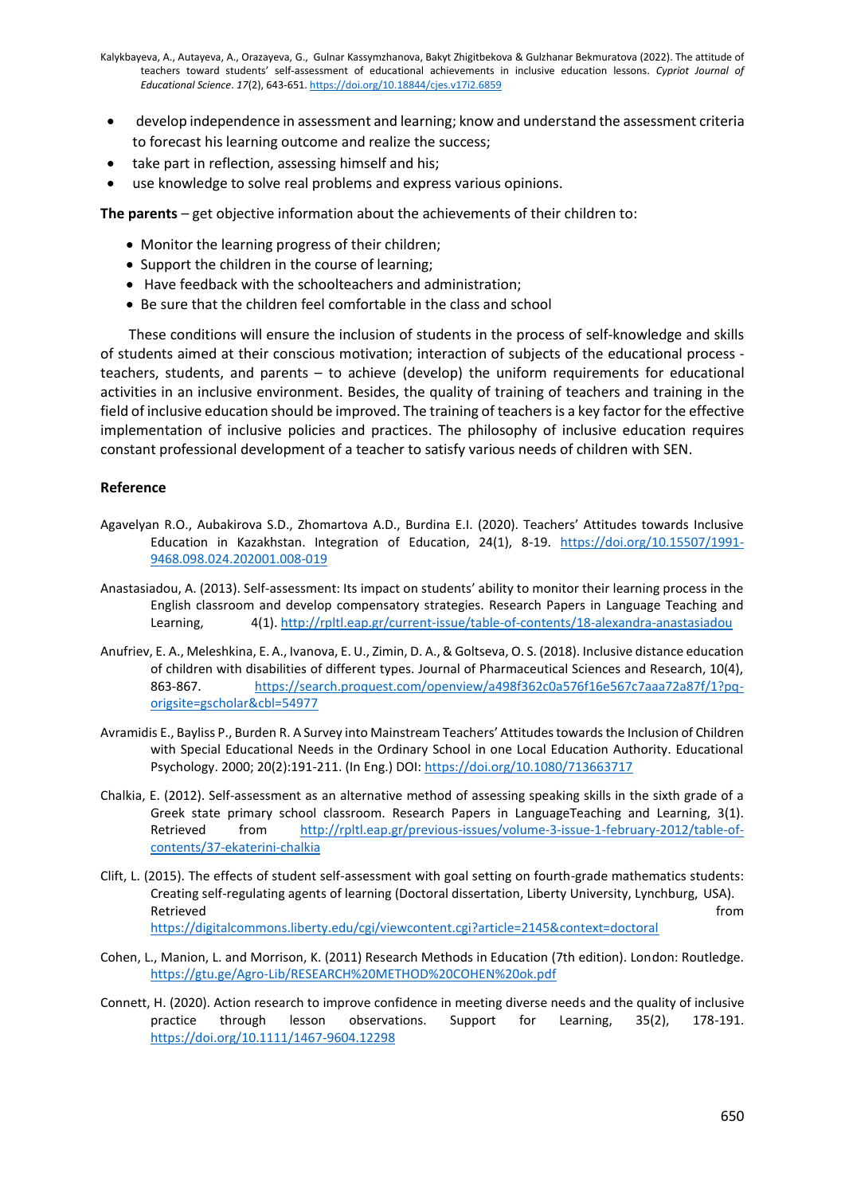- develop independence in assessment and learning; know and understand the assessment criteria to forecast his learning outcome and realize the success;
- take part in reflection, assessing himself and his;
- use knowledge to solve real problems and express various opinions.

**The parents** – get objective information about the achievements of their children to:

- Monitor the learning progress of their children;
- Support the children in the course of learning;
- Have feedback with the schoolteachers and administration;
- Be sure that the children feel comfortable in the class and school

These conditions will ensure the inclusion of students in the process of self-knowledge and skills of students aimed at their conscious motivation; interaction of subjects of the educational process - teachers, students, and parents – to achieve (develop) the uniform requirements for educational activities in an inclusive environment. Besides, the quality of training of teachers and training in the field of inclusive education should be improved. The training of teachers is a key factor for the effective implementation of inclusive policies and practices. The philosophy of inclusive education requires constant professional development of a teacher to satisfy various needs of children with SEN.

**Reference**

Agavelyan R.O., Aubakirova S.D., Zhomartova A.D., Burdina E.I. (2020). Teachers' Attitudes towards Inclusive Education in Kazakhstan. Integration of Education, 24(1), 8-19. https://doi.org/10.15507/1991-9468.098.024.202001.008-019

Anastasiadou, A. (2013). Self-assessment: Its impact on students' ability to monitor their learning process in the English classroom and develop compensatory strategies. Research Papers in Language Teaching and Learning, 4(1). http://rpltl.eap.gr/current-issue/table-of-contents/18-alexandra-anastasiadou

Anufriev, E. A., Meleshkina, E. A., Ivanova, E. U., Zimin, D. A., & Goltseva, O. S. (2018). Inclusive distance education of children with disabilities of different types. Journal of Pharmaceutical Sciences and Research, 10(4), 863-867. https://search.proquest.com/openview/a498f362c0a576f16e567c7aaa72a87f/1?pq-origsite=gscholar&cbl=54977

Avramidis E., Bayliss P., Burden R. A Survey into Mainstream Teachers' Attitudes towards the Inclusion of Children with Special Educational Needs in the Ordinary School in one Local Education Authority. Educational Psychology. 2000; 20(2):191-211. (In Eng.) DOI: https://doi.org/10.1080/713663717

Chalkia, E. (2012). Self-assessment as an alternative method of assessing speaking skills in the sixth grade of a Greek state primary school classroom. Research Papers in LanguageTeaching and Learning, 3(1). Retrieved from http://rpltl.eap.gr/previous-issues/volume-3-issue-1-february-2012/table-of-contents/37-ekaterini-chalkia

Clift, L. (2015). The effects of student self-assessment with goal setting on fourth-grade mathematics students: Creating self-regulating agents of learning (Doctoral dissertation, Liberty University, Lynchburg, USA). Retrieved from https://digitalcommons.liberty.edu/cgi/viewcontent.cgi?article=2145&context=doctoral

Cohen, L., Manion, L. and Morrison, K. (2011) Research Methods in Education (7th edition). London: Routledge. https://gtu.ge/Agro-Lib/RESEARCH%20METHOD%20COHEN%20ok.pdf

Connett, H. (2020). Action research to improve confidence in meeting diverse needs and the quality of inclusive practice through lesson observations. Support for Learning, 35(2), 178-191. https://doi.org/10.1111/1467-9604.12298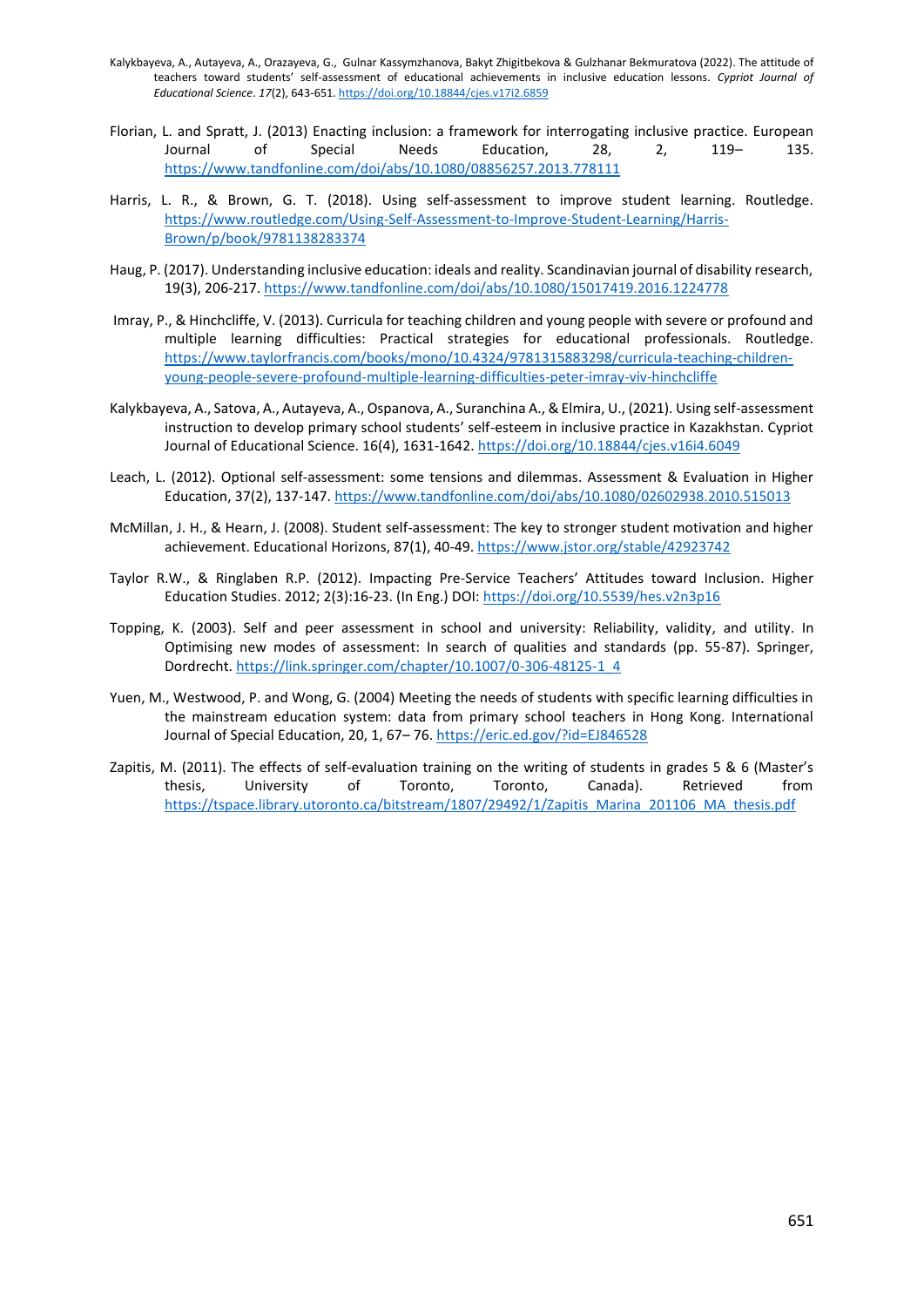Florian, L. and Spratt, J. (2013) Enacting inclusion: a framework for interrogating inclusive practice. European Journal of Special Needs Education, 28, 2, 119– 135. https://www.tandfonline.com/doi/abs/10.1080/08856257.2013.778111

Harris, L. R., & Brown, G. T. (2018). Using self-assessment to improve student learning. Routledge. https://www.routledge.com/Using-Self-Assessment-to-Improve-Student-Learning/Harris-Brown/p/book/9781138283374

Haug, P. (2017). Understanding inclusive education: ideals and reality. Scandinavian journal of disability research, 19(3), 206-217. https://www.tandfonline.com/doi/abs/10.1080/15017419.2016.1224778

Imray, P., & Hinchcliffe, V. (2013). Curricula for teaching children and young people with severe or profound and multiple learning difficulties: Practical strategies for educational professionals. Routledge. https://www.taylorfrancis.com/books/mono/10.4324/9781315883298/curricula-teaching-children-young-people-severe-profound-multiple-learning-difficulties-peter-imray-viv-hinchcliffe

Kalykbayeva, A., Satova, A., Autayeva, A., Ospanova, A., Suranchina A., & Elmira, U., (2021). Using self-assessment instruction to develop primary school students' self-esteem in inclusive practice in Kazakhstan. Cypriot Journal of Educational Science. 16(4), 1631-1642. https://doi.org/10.18844/cjes.v16i4.6049

Leach, L. (2012). Optional self-assessment: some tensions and dilemmas. Assessment & Evaluation in Higher Education, 37(2), 137-147. https://www.tandfonline.com/doi/abs/10.1080/02602938.2010.515013

McMillan, J. H., & Hearn, J. (2008). Student self-assessment: The key to stronger student motivation and higher achievement. Educational Horizons, 87(1), 40-49. https://www.jstor.org/stable/42923742

Taylor R.W., & Ringlaben R.P. (2012). Impacting Pre-Service Teachers' Attitudes toward Inclusion. Higher Education Studies. 2012; 2(3):16-23. (In Eng.) DOI: https://doi.org/10.5539/hes.v2n3p16

Topping, K. (2003). Self and peer assessment in school and university: Reliability, validity, and utility. In Optimising new modes of assessment: In search of qualities and standards (pp. 55-87). Springer, Dordrecht. https://link.springer.com/chapter/10.1007/0-306-48125-1_4

Yuen, M., Westwood, P. and Wong, G. (2004) Meeting the needs of students with specific learning difficulties in the mainstream education system: data from primary school teachers in Hong Kong. International Journal of Special Education, 20, 1, 67– 76. https://eric.ed.gov/?id=EJ846528

Zapitis, M. (2011). The effects of self-evaluation training on the writing of students in grades 5 & 6 (Master's thesis, University of Toronto, Toronto, Canada). Retrieved from https://tspace.library.utoronto.ca/bitstream/1807/29492/1/Zapitis_Marina_201106_MA_thesis.pdf